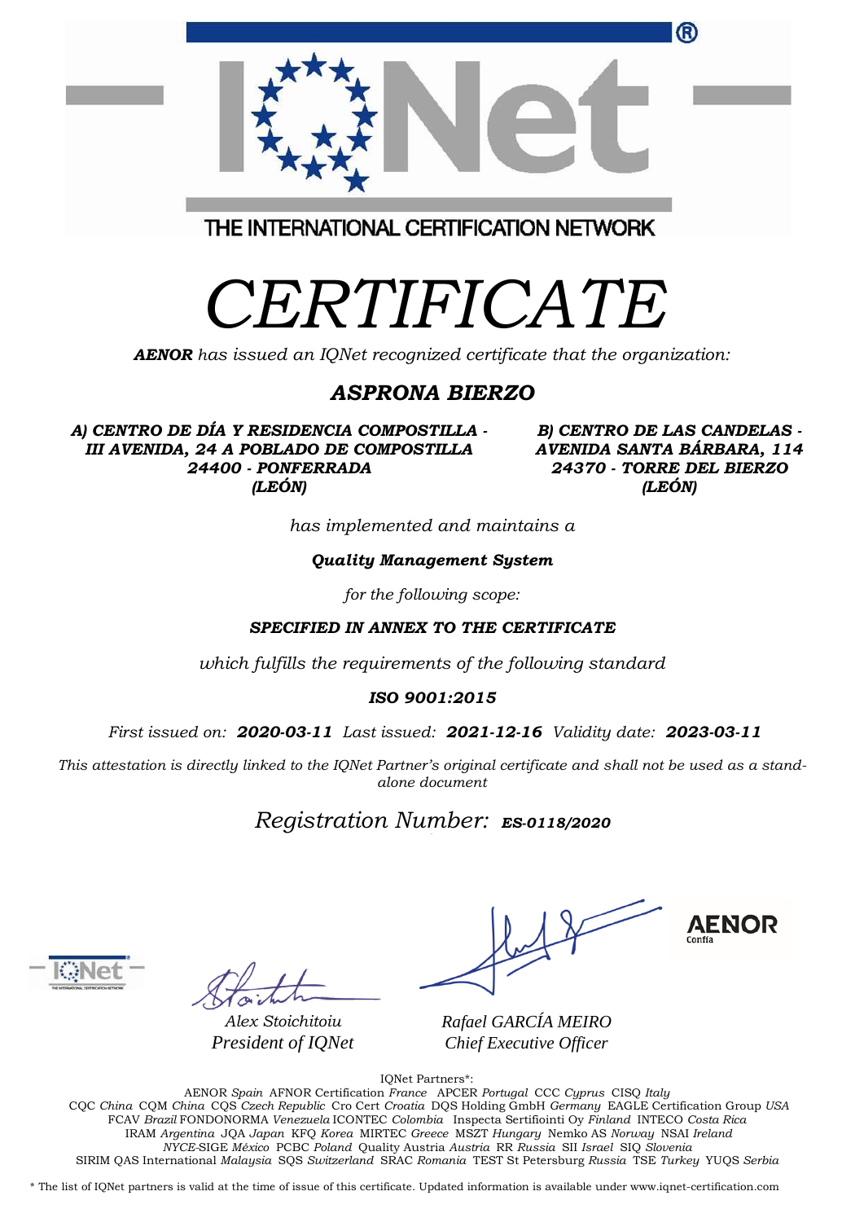THE INTERNATIONAL CERTIFICATION NETWORK

# CERTIFICATE

***AENOR*** *has issued an IQNet recognized certificate that the organization:*

## *ASPRONA BIERZO*

***A) CENTRO DE DÍA Y RESIDENCIA COMPOSTILLA - III AVENIDA, 24 A POBLADO DE COMPOSTILLA 24400 - PONFERRADA (LEÓN)***

***B) CENTRO DE LAS CANDELAS - AVENIDA SANTA BÁRBARA, 114 24370 - TORRE DEL BIERZO (LEÓN)***

*has implemented and maintains a*

***Quality Management System***

*for the following scope:*

***SPECIFIED IN ANNEX TO THE CERTIFICATE***

*which fulfills the requirements of the following standard*

***ISO 9001:2015***

*First issued on:* ***2020-03-11*** *Last issued:* ***2021-12-16*** *Validity date:* ***2023-03-11***

*This attestation is directly linked to the IQNet Partner's original certificate and shall not be used as a stand-alone document*

*Registration Number:* ***ES-0118/2020***

AENOR Confía

*Alex Stoichitoiu*
*President of IQNet*

*Rafael GARCÍA MEIRO*
*Chief Executive Officer*

IQNet Partners*:

AENOR *Spain* AFNOR Certification *France* APCER *Portugal* CCC *Cyprus* CISQ *Italy*
CQC *China* CQM *China* CQS *Czech Republic* Cro Cert *Croatia* DQS Holding GmbH *Germany* EAGLE Certification Group *USA*
FCAV *Brazil* FONDONORMA *Venezuela* ICONTEC *Colombia* Inspecta Sertifiointi Oy *Finland* INTECO *Costa Rica*
IRAM *Argentina* JQA *Japan* KFQ *Korea* MIRTEC *Greece* MSZT *Hungary* Nemko AS *Norway* NSAI *Ireland*
*NYCE*-SIGE *México* PCBC *Poland* Quality Austria *Austria* RR *Russia* SII *Israel* SIQ *Slovenia*
SIRIM QAS International *Malaysia* SQS *Switzerland* SRAC *Romania* TEST St Petersburg *Russia* TSE *Turkey* YUQS *Serbia*

\* The list of IQNet partners is valid at the time of issue of this certificate. Updated information is available under www.iqnet-certification.com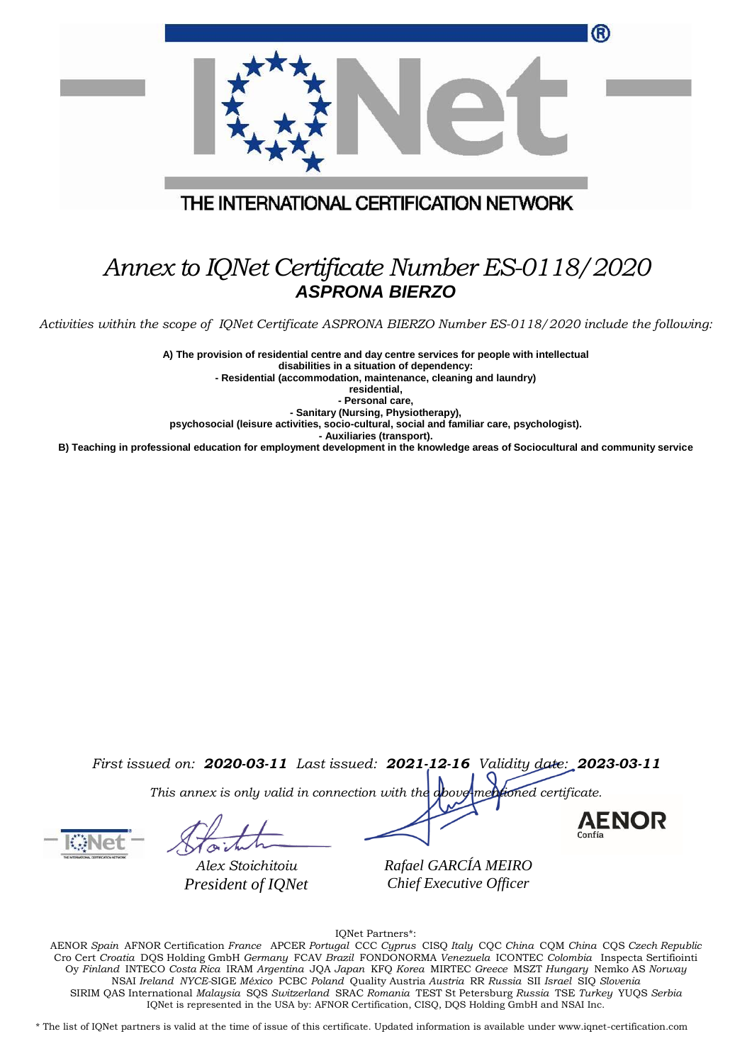THE INTERNATIONAL CERTIFICATION NETWORK

# *Annex to IQNet Certificate Number ES-0118/2020*

## ***ASPRONA BIERZO***

*Activities within the scope of IQNet Certificate ASPRONA BIERZO Number ES-0118/2020 include the following:*

**A) The provision of residential centre and day centre services for people with intellectual disabilities in a situation of dependency:**
**- Residential (accommodation, maintenance, cleaning and laundry)**
**residential,**
**- Personal care,**
**- Sanitary (Nursing, Physiotherapy),**
**psychosocial (leisure activities, socio-cultural, social and familiar care, psychologist).**
**- Auxiliaries (transport).**
**B) Teaching in professional education for employment development in the knowledge areas of Sociocultural and community service**

*First issued on:* ***2020-03-11*** *Last issued:* ***2021-12-16*** *Validity date:* ***2023-03-11***

*This annex is only valid in connection with the above-mentioned certificate.*

*Alex Stoichitoiu*
*President of IQNet*

*Rafael GARCÍA MEIRO*
*Chief Executive Officer*

AENOR Confía

IQNet Partners*:

AENOR *Spain* AFNOR Certification *France* APCER *Portugal* CCC *Cyprus* CISQ *Italy* CQC *China* CQM *China* CQS *Czech Republic* Cro Cert *Croatia* DQS Holding GmbH *Germany* FCAV *Brazil* FONDONORMA *Venezuela* ICONTEC *Colombia* Inspecta Sertifiointi Oy *Finland* INTECO *Costa Rica* IRAM *Argentina* JQA *Japan* KFQ *Korea* MIRTEC *Greece* MSZT *Hungary* Nemko AS *Norway* NSAI *Ireland* *NYCE*-SIGE *México* PCBC *Poland* Quality Austria *Austria* RR *Russia* SII *Israel* SIQ *Slovenia* SIRIM QAS International *Malaysia* SQS *Switzerland* SRAC *Romania* TEST St Petersburg *Russia* TSE *Turkey* YUQS *Serbia*
IQNet is represented in the USA by: AFNOR Certification, CISQ, DQS Holding GmbH and NSAI Inc.

* The list of IQNet partners is valid at the time of issue of this certificate. Updated information is available under www.iqnet-certification.com